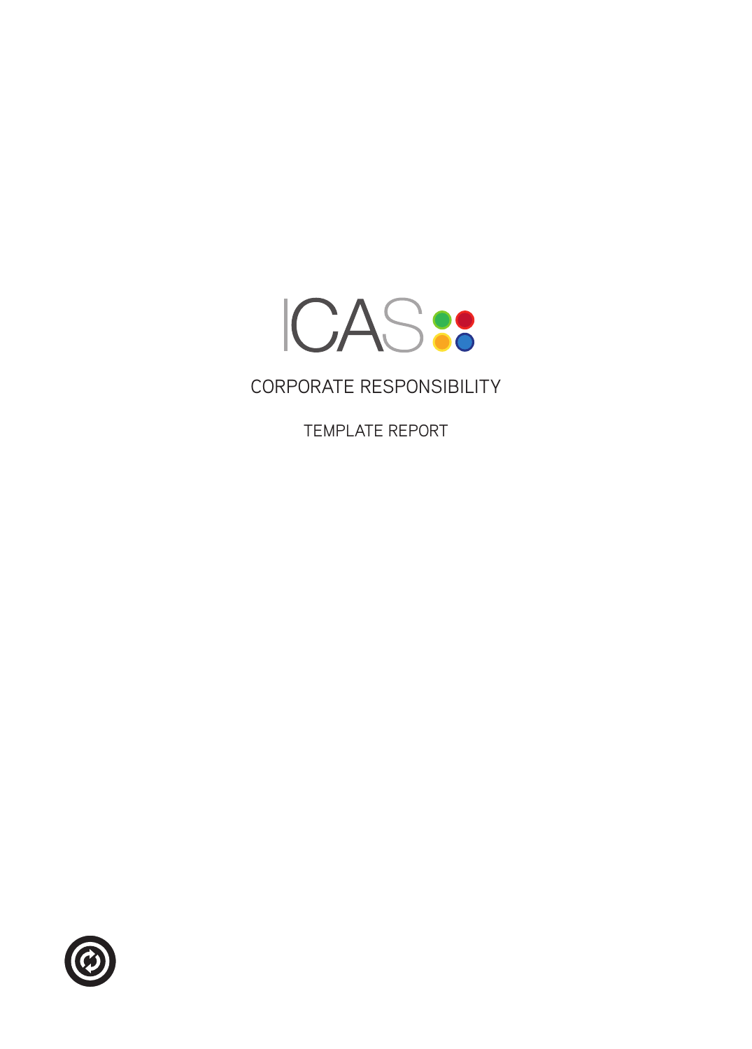# ICAS

## CORPORATE RESPONSIBILITY

TEMPLATE REPORT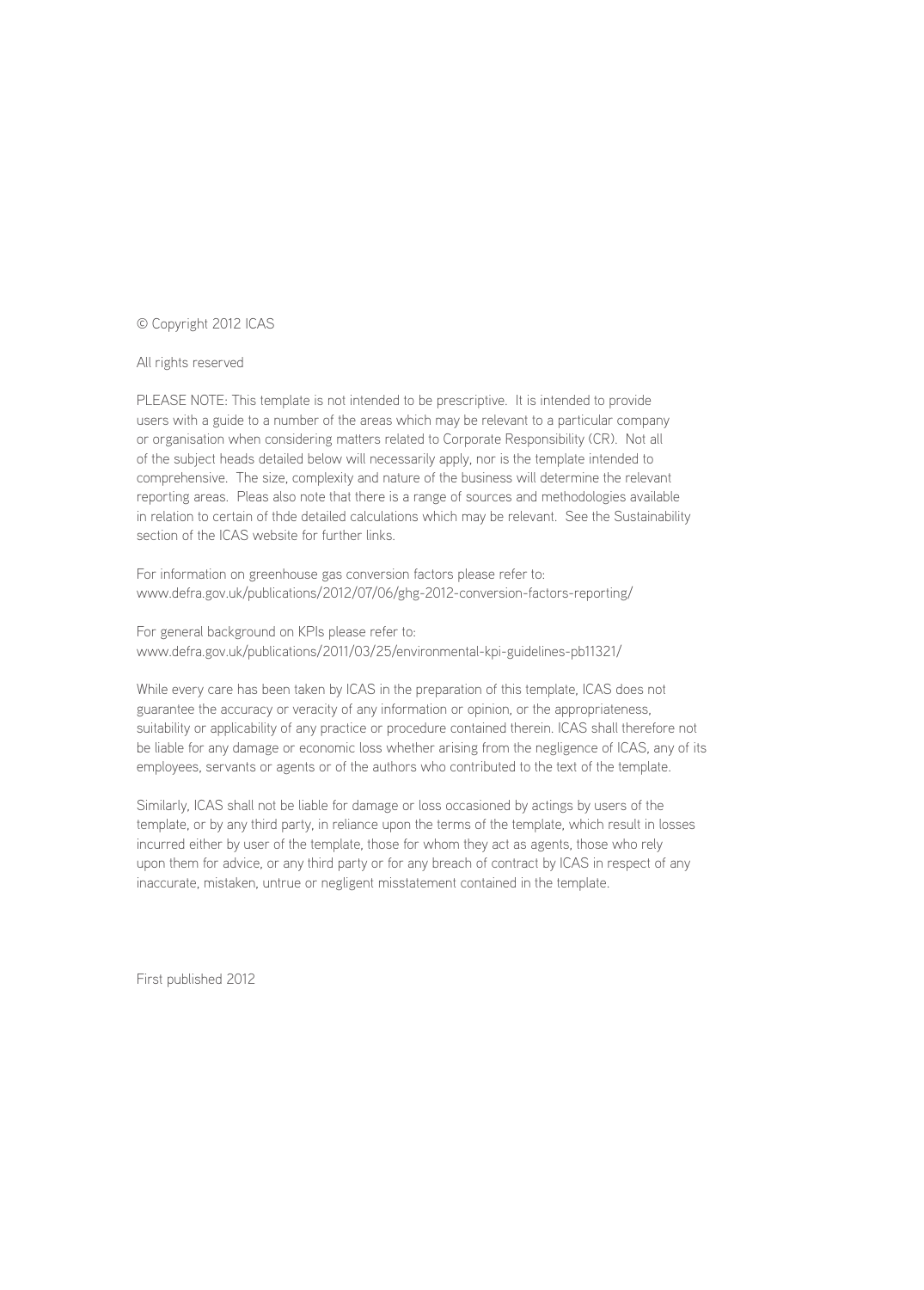© Copyright 2012 ICAS

All rights reserved

PLEASE NOTE: This template is not intended to be prescriptive. It is intended to provide users with a guide to a number of the areas which may be relevant to a particular company or organisation when considering matters related to Corporate Responsibility (CR). Not all of the subject heads detailed below will necessarily apply, nor is the template intended to comprehensive. The size, complexity and nature of the business will determine the relevant reporting areas. Pleas also note that there is a range of sources and methodologies available in relation to certain of thde detailed calculations which may be relevant. See the Sustainability section of the ICAS website for further links.

For information on greenhouse gas conversion factors please refer to:
www.defra.gov.uk/publications/2012/07/06/ghg-2012-conversion-factors-reporting/

For general background on KPIs please refer to:
www.defra.gov.uk/publications/2011/03/25/environmental-kpi-guidelines-pb11321/

While every care has been taken by ICAS in the preparation of this template, ICAS does not guarantee the accuracy or veracity of any information or opinion, or the appropriateness, suitability or applicability of any practice or procedure contained therein. ICAS shall therefore not be liable for any damage or economic loss whether arising from the negligence of ICAS, any of its employees, servants or agents or of the authors who contributed to the text of the template.

Similarly, ICAS shall not be liable for damage or loss occasioned by actings by users of the template, or by any third party, in reliance upon the terms of the template, which result in losses incurred either by user of the template, those for whom they act as agents, those who rely upon them for advice, or any third party or for any breach of contract by ICAS in respect of any inaccurate, mistaken, untrue or negligent misstatement contained in the template.

First published 2012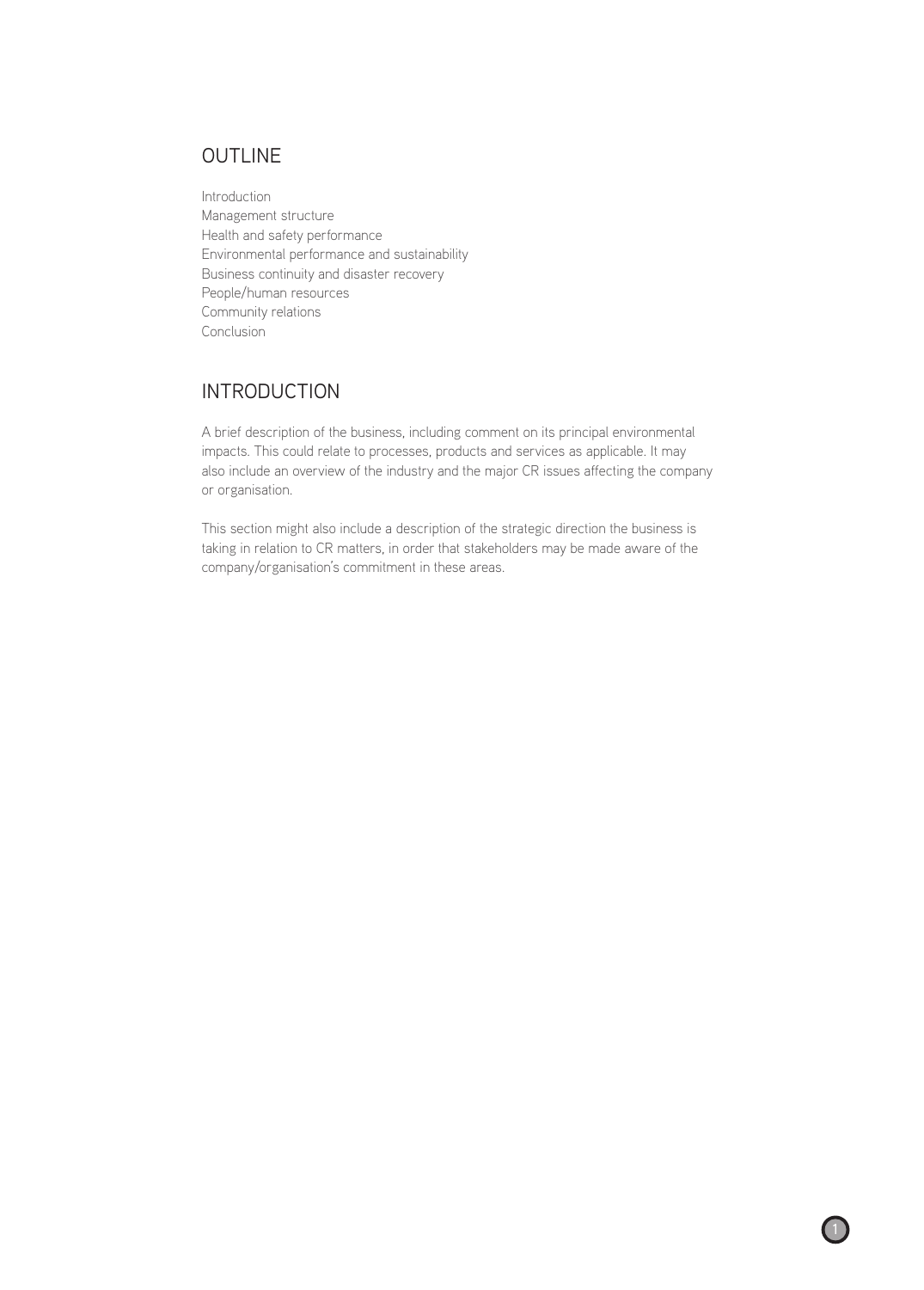## OUTLINE

Introduction
Management structure
Health and safety performance
Environmental performance and sustainability
Business continuity and disaster recovery
People/human resources
Community relations
Conclusion

## INTRODUCTION

A brief description of the business, including comment on its principal environmental impacts. This could relate to processes, products and services as applicable. It may also include an overview of the industry and the major CR issues affecting the company or organisation.

This section might also include a description of the strategic direction the business is taking in relation to CR matters, in order that stakeholders may be made aware of the company/organisation's commitment in these areas.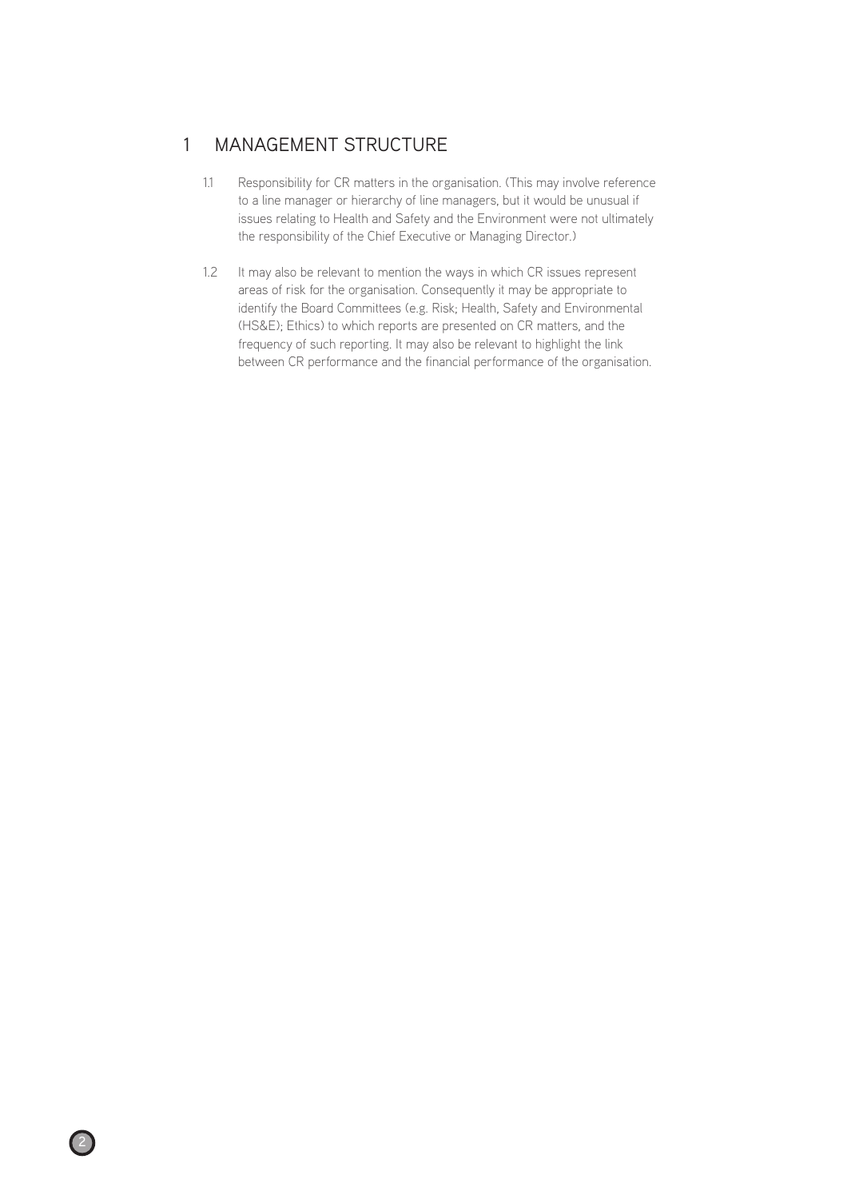## 1 MANAGEMENT STRUCTURE

1.1 Responsibility for CR matters in the organisation. (This may involve reference to a line manager or hierarchy of line managers, but it would be unusual if issues relating to Health and Safety and the Environment were not ultimately the responsibility of the Chief Executive or Managing Director.)

1.2 It may also be relevant to mention the ways in which CR issues represent areas of risk for the organisation. Consequently it may be appropriate to identify the Board Committees (e.g. Risk; Health, Safety and Environmental (HS&E); Ethics) to which reports are presented on CR matters, and the frequency of such reporting. It may also be relevant to highlight the link between CR performance and the financial performance of the organisation.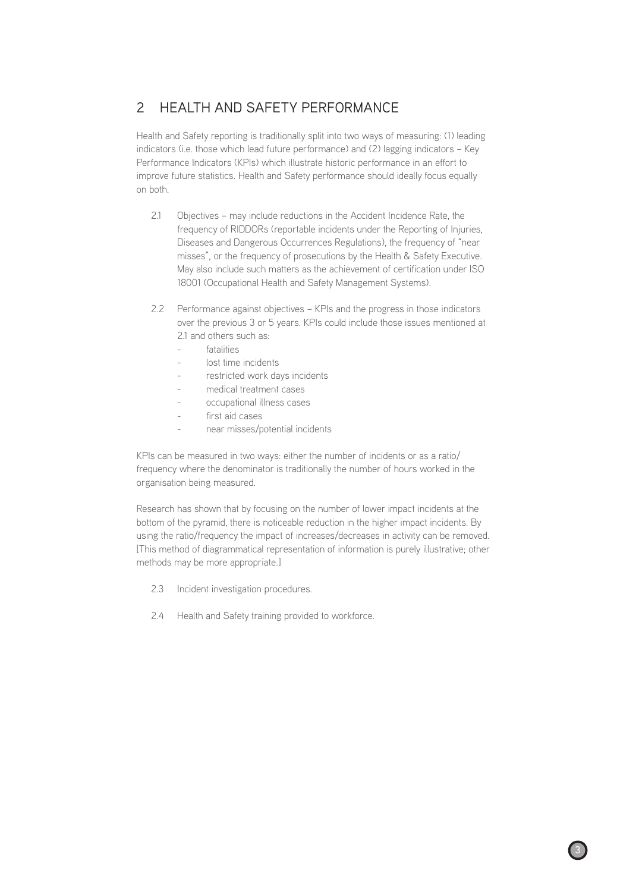## 2 HEALTH AND SAFETY PERFORMANCE

Health and Safety reporting is traditionally split into two ways of measuring: (1) leading indicators (i.e. those which lead future performance) and (2) lagging indicators – Key Performance Indicators (KPIs) which illustrate historic performance in an effort to improve future statistics. Health and Safety performance should ideally focus equally on both.

2.1 Objectives – may include reductions in the Accident Incidence Rate, the frequency of RIDDORs (reportable incidents under the Reporting of Injuries, Diseases and Dangerous Occurrences Regulations), the frequency of "near misses", or the frequency of prosecutions by the Health & Safety Executive. May also include such matters as the achievement of certification under ISO 18001 (Occupational Health and Safety Management Systems).

2.2 Performance against objectives – KPIs and the progress in those indicators over the previous 3 or 5 years. KPIs could include those issues mentioned at 2.1 and others such as:

- fatalities
- lost time incidents
- restricted work days incidents
- medical treatment cases
- occupational illness cases
- first aid cases
- near misses/potential incidents

KPIs can be measured in two ways: either the number of incidents or as a ratio/frequency where the denominator is traditionally the number of hours worked in the organisation being measured.

Research has shown that by focusing on the number of lower impact incidents at the bottom of the pyramid, there is noticeable reduction in the higher impact incidents. By using the ratio/frequency the impact of increases/decreases in activity can be removed. [This method of diagrammatical representation of information is purely illustrative; other methods may be more appropriate.]

2.3 Incident investigation procedures.

2.4 Health and Safety training provided to workforce.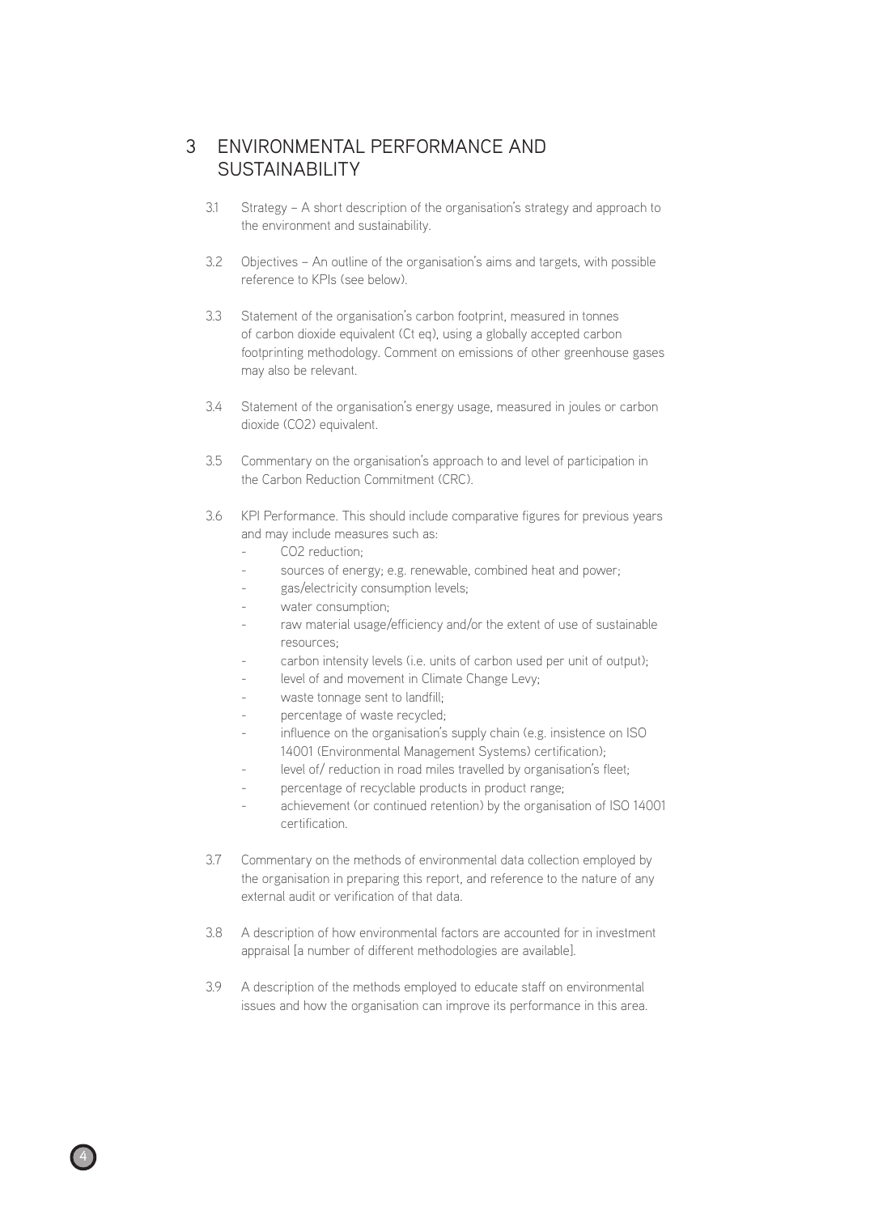## 3 ENVIRONMENTAL PERFORMANCE AND SUSTAINABILITY

3.1 Strategy – A short description of the organisation's strategy and approach to the environment and sustainability.

3.2 Objectives – An outline of the organisation's aims and targets, with possible reference to KPIs (see below).

3.3 Statement of the organisation's carbon footprint, measured in tonnes of carbon dioxide equivalent (Ct eq), using a globally accepted carbon footprinting methodology. Comment on emissions of other greenhouse gases may also be relevant.

3.4 Statement of the organisation's energy usage, measured in joules or carbon dioxide ($CO_2$) equivalent.

3.5 Commentary on the organisation's approach to and level of participation in the Carbon Reduction Commitment (CRC).

3.6 KPI Performance. This should include comparative figures for previous years and may include measures such as:

- $CO_2$ reduction;
- sources of energy; e.g. renewable, combined heat and power;
- gas/electricity consumption levels;
- water consumption;
- raw material usage/efficiency and/or the extent of use of sustainable resources;
- carbon intensity levels (i.e. units of carbon used per unit of output);
- level of and movement in Climate Change Levy;
- waste tonnage sent to landfill;
- percentage of waste recycled;
- influence on the organisation's supply chain (e.g. insistence on ISO 14001 (Environmental Management Systems) certification);
- level of/ reduction in road miles travelled by organisation's fleet;
- percentage of recyclable products in product range;
- achievement (or continued retention) by the organisation of ISO 14001 certification.

3.7 Commentary on the methods of environmental data collection employed by the organisation in preparing this report, and reference to the nature of any external audit or verification of that data.

3.8 A description of how environmental factors are accounted for in investment appraisal [a number of different methodologies are available].

3.9 A description of the methods employed to educate staff on environmental issues and how the organisation can improve its performance in this area.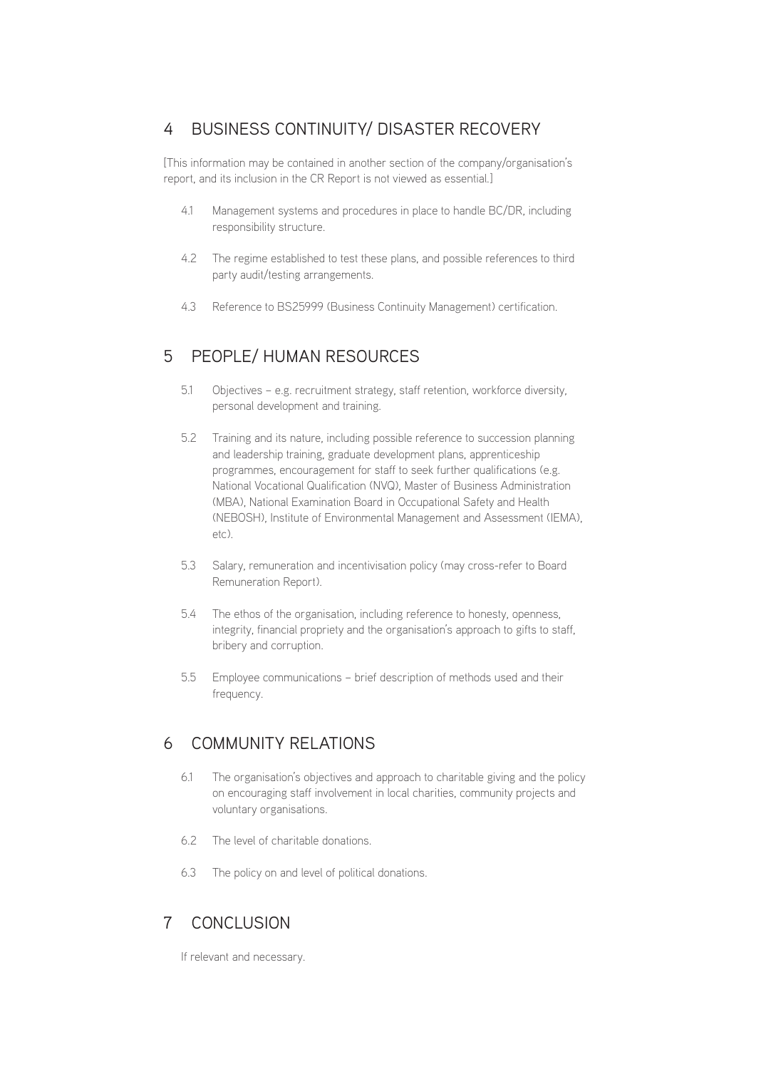## 4 BUSINESS CONTINUITY/ DISASTER RECOVERY

[This information may be contained in another section of the company/organisation's report, and its inclusion in the CR Report is not viewed as essential.]

4.1 Management systems and procedures in place to handle BC/DR, including responsibility structure.

4.2 The regime established to test these plans, and possible references to third party audit/testing arrangements.

4.3 Reference to BS25999 (Business Continuity Management) certification.

## 5 PEOPLE/ HUMAN RESOURCES

5.1 Objectives – e.g. recruitment strategy, staff retention, workforce diversity, personal development and training.

5.2 Training and its nature, including possible reference to succession planning and leadership training, graduate development plans, apprenticeship programmes, encouragement for staff to seek further qualifications (e.g. National Vocational Qualification (NVQ), Master of Business Administration (MBA), National Examination Board in Occupational Safety and Health (NEBOSH), Institute of Environmental Management and Assessment (IEMA), etc).

5.3 Salary, remuneration and incentivisation policy (may cross-refer to Board Remuneration Report).

5.4 The ethos of the organisation, including reference to honesty, openness, integrity, financial propriety and the organisation's approach to gifts to staff, bribery and corruption.

5.5 Employee communications – brief description of methods used and their frequency.

## 6 COMMUNITY RELATIONS

6.1 The organisation's objectives and approach to charitable giving and the policy on encouraging staff involvement in local charities, community projects and voluntary organisations.

6.2 The level of charitable donations.

6.3 The policy on and level of political donations.

## 7 CONCLUSION

If relevant and necessary.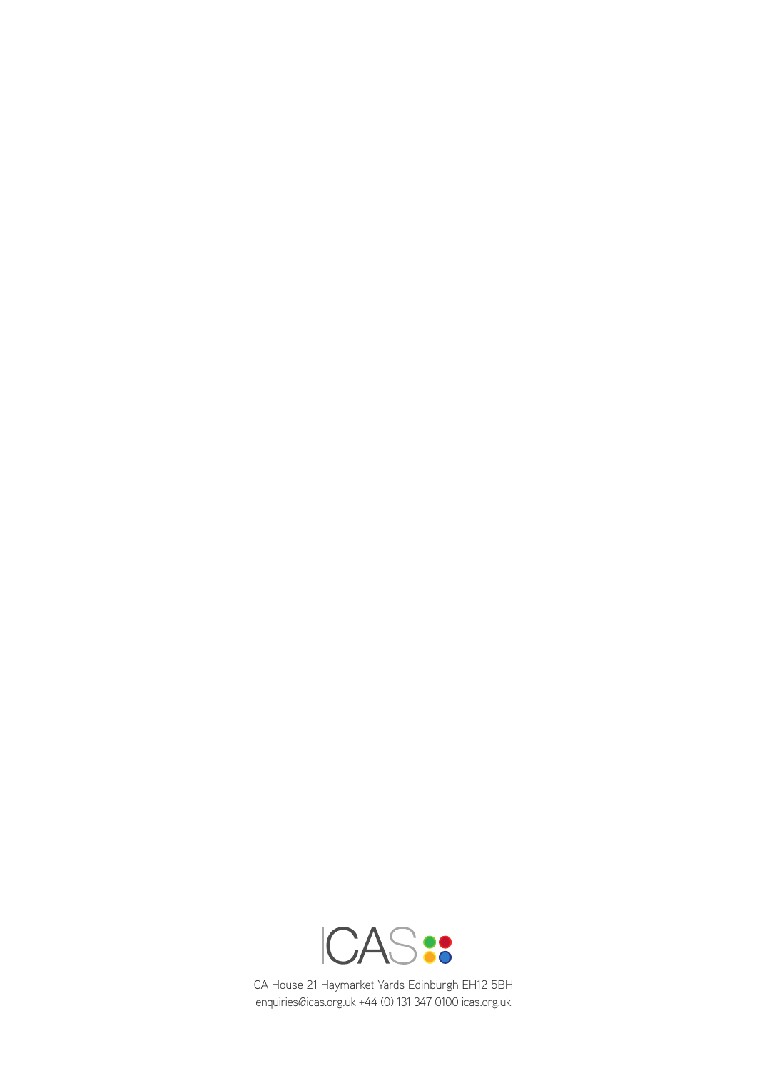ICAS

CA House 21 Haymarket Yards Edinburgh EH12 5BH
enquiries@icas.org.uk +44 (0) 131 347 0100 icas.org.uk